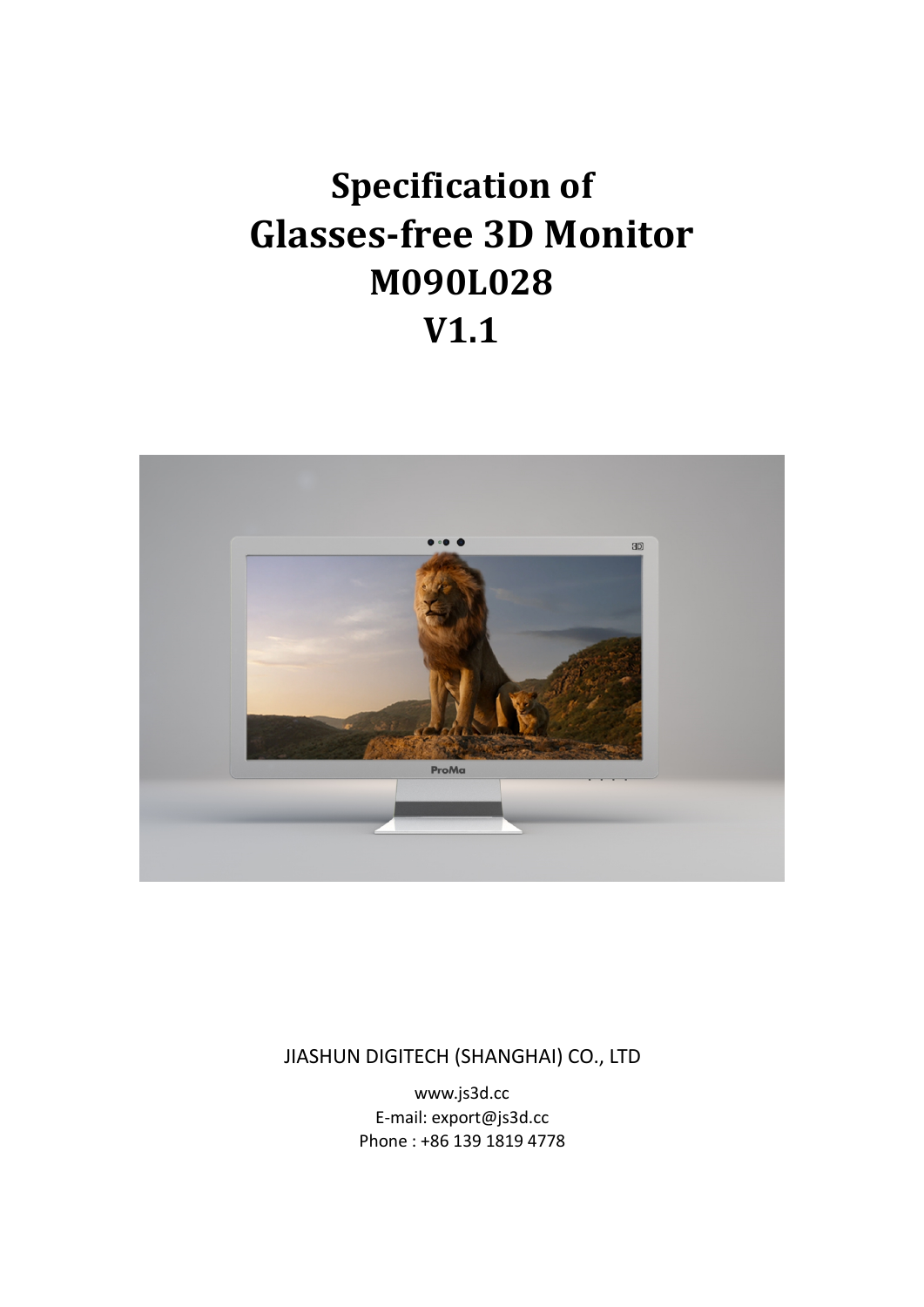# Specification of Glasses-free 3D Monitor M090L028 V1.1

JIASHUN DIGITECH (SHANGHAI) CO., LTD

www.js3d.cc

E-mail: export@js3d.cc

Phone : +86 139 1819 4778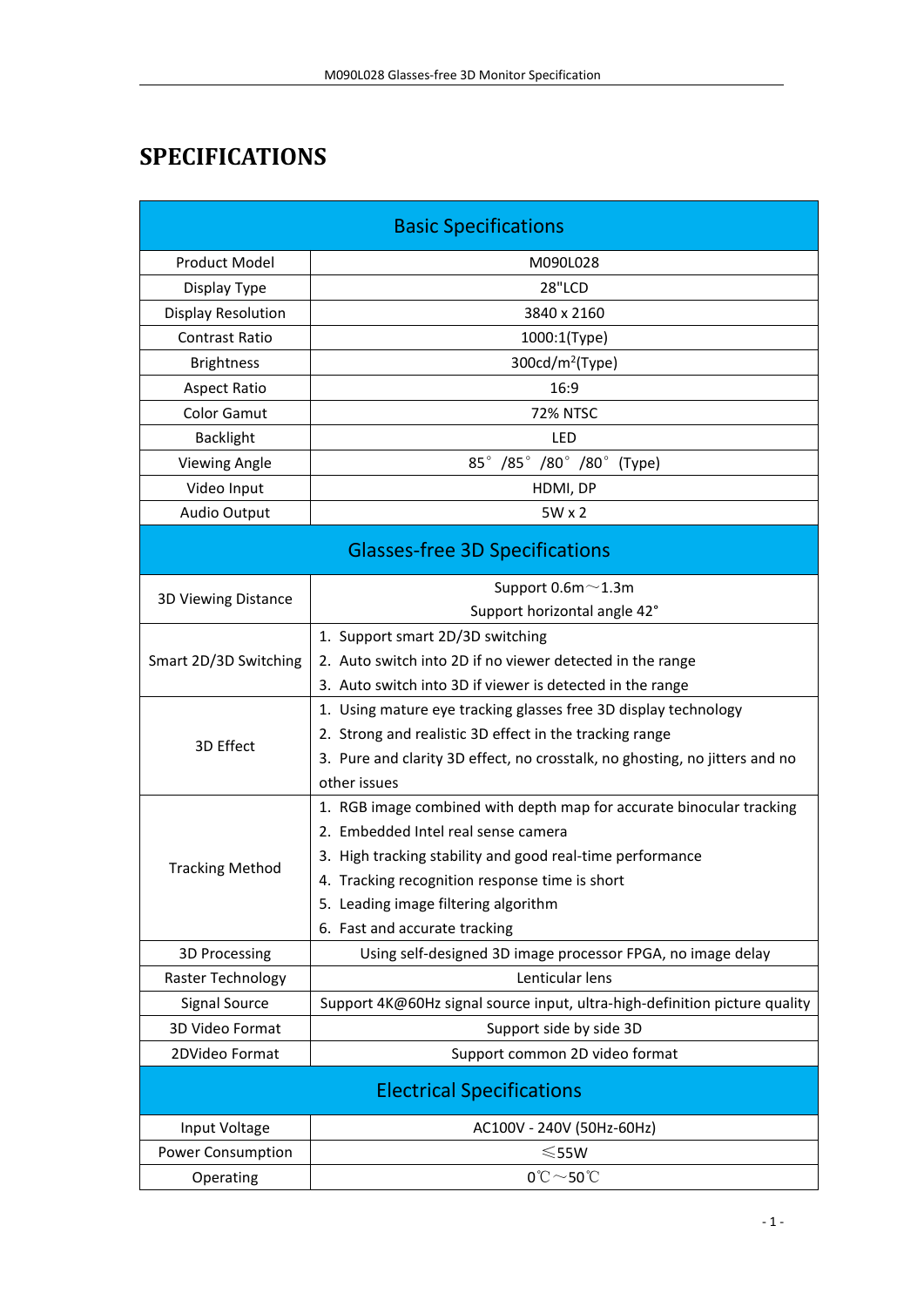# SPECIFICATIONS

| Basic Specifications | |
|---|---|
| Product Model | M090L028 |
| Display Type | 28"LCD |
| Display Resolution | 3840 x 2160 |
| Contrast Ratio | 1000:1(Type) |
| Brightness | 300cd/m$^2$(Type) |
| Aspect Ratio | 16:9 |
| Color Gamut | 72% NTSC |
| Backlight | LED |
| Viewing Angle | 85° /85° /80° /80° (Type) |
| Video Input | HDMI, DP |
| Audio Output | 5W x 2 |
| **Glasses-free 3D Specifications** | |
| 3D Viewing Distance | Support 0.6m～1.3m<br>Support horizontal angle 42° |
| Smart 2D/3D Switching | 1. Support smart 2D/3D switching<br>2. Auto switch into 2D if no viewer detected in the range<br>3. Auto switch into 3D if viewer is detected in the range |
| 3D Effect | 1. Using mature eye tracking glasses free 3D display technology<br>2. Strong and realistic 3D effect in the tracking range<br>3. Pure and clarity 3D effect, no crosstalk, no ghosting, no jitters and no other issues |
| Tracking Method | 1. RGB image combined with depth map for accurate binocular tracking<br>2. Embedded Intel real sense camera<br>3. High tracking stability and good real-time performance<br>4. Tracking recognition response time is short<br>5. Leading image filtering algorithm<br>6. Fast and accurate tracking |
| 3D Processing | Using self-designed 3D image processor FPGA, no image delay |
| Raster Technology | Lenticular lens |
| Signal Source | Support 4K@60Hz signal source input, ultra-high-definition picture quality |
| 3D Video Format | Support side by side 3D |
| 2DVideo Format | Support common 2D video format |
| **Electrical Specifications** | |
| Input Voltage | AC100V - 240V (50Hz-60Hz) |
| Power Consumption | ≤55W |
| Operating | 0℃～50℃ |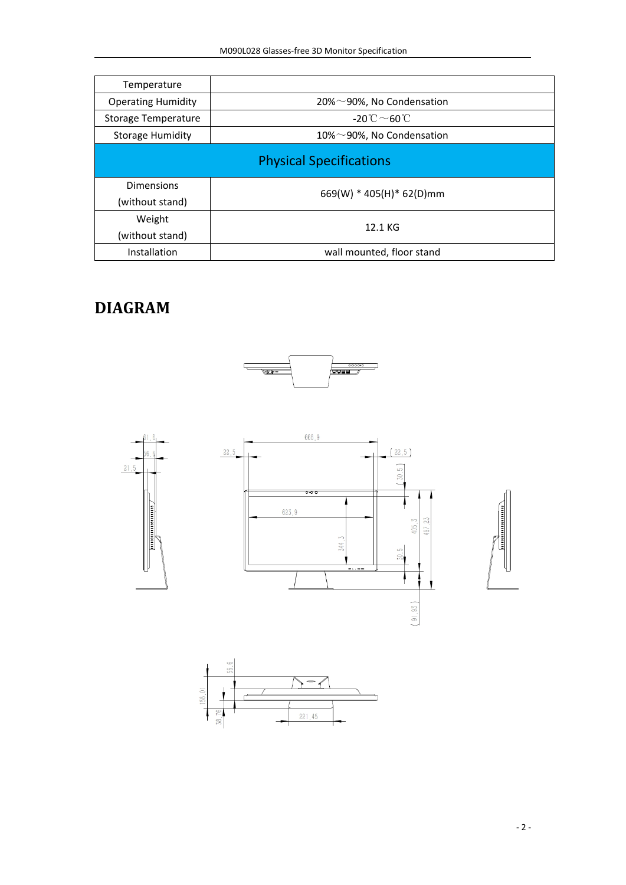| Temperature | |
|---|---|
| Operating Humidity | 20%～90%, No Condensation |
| Storage Temperature | -20℃～60℃ |
| Storage Humidity | 10%～90%, No Condensation |
| **Physical Specifications** | |
| Dimensions (without stand) | 669(W) * 405(H)* 62(D)mm |
| Weight (without stand) | 12.1 KG |
| Installation | wall mounted, floor stand |

# DIAGRAM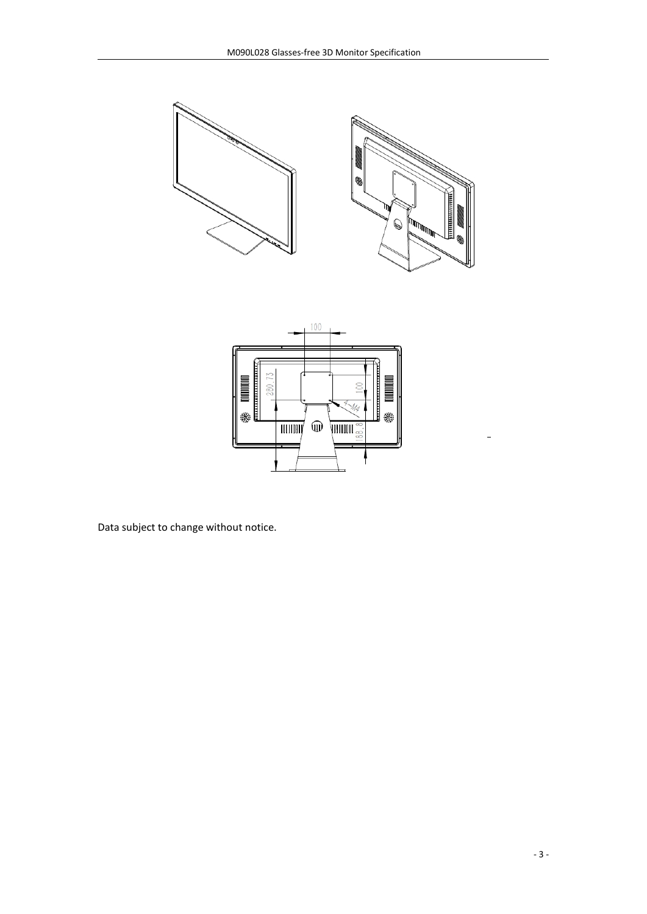100

280.73

100

4-M4

188.8

Data subject to change without notice.